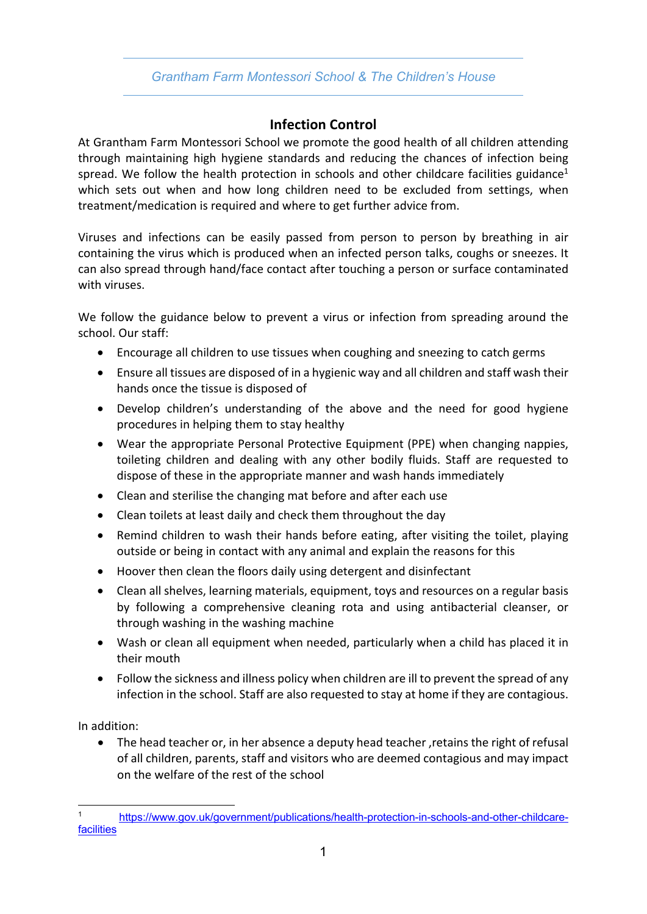# Infection Control

At Grantham Farm Montessori School we promote the good health of all children attending through maintaining high hygiene standards and reducing the chances of infection being spread. We follow the health protection in schools and other childcare facilities guidance[1] which sets out when and how long children need to be excluded from settings, when treatment/medication is required and where to get further advice from.

Viruses and infections can be easily passed from person to person by breathing in air containing the virus which is produced when an infected person talks, coughs or sneezes. It can also spread through hand/face contact after touching a person or surface contaminated with viruses.

We follow the guidance below to prevent a virus or infection from spreading around the school. Our staff:

- Encourage all children to use tissues when coughing and sneezing to catch germs
- Ensure all tissues are disposed of in a hygienic way and all children and staff wash their hands once the tissue is disposed of
- Develop children's understanding of the above and the need for good hygiene procedures in helping them to stay healthy
- Wear the appropriate Personal Protective Equipment (PPE) when changing nappies, toileting children and dealing with any other bodily fluids. Staff are requested to dispose of these in the appropriate manner and wash hands immediately
- Clean and sterilise the changing mat before and after each use
- Clean toilets at least daily and check them throughout the day
- Remind children to wash their hands before eating, after visiting the toilet, playing outside or being in contact with any animal and explain the reasons for this
- Hoover then clean the floors daily using detergent and disinfectant
- Clean all shelves, learning materials, equipment, toys and resources on a regular basis by following a comprehensive cleaning rota and using antibacterial cleanser, or through washing in the washing machine
- Wash or clean all equipment when needed, particularly when a child has placed it in their mouth
- Follow the sickness and illness policy when children are ill to prevent the spread of any infection in the school. Staff are also requested to stay at home if they are contagious.

In addition:

- The head teacher or, in her absence a deputy head teacher ,retains the right of refusal of all children, parents, staff and visitors who are deemed contagious and may impact on the welfare of the rest of the school

---

[1] https://www.gov.uk/government/publications/health-protection-in-schools-and-other-childcare-facilities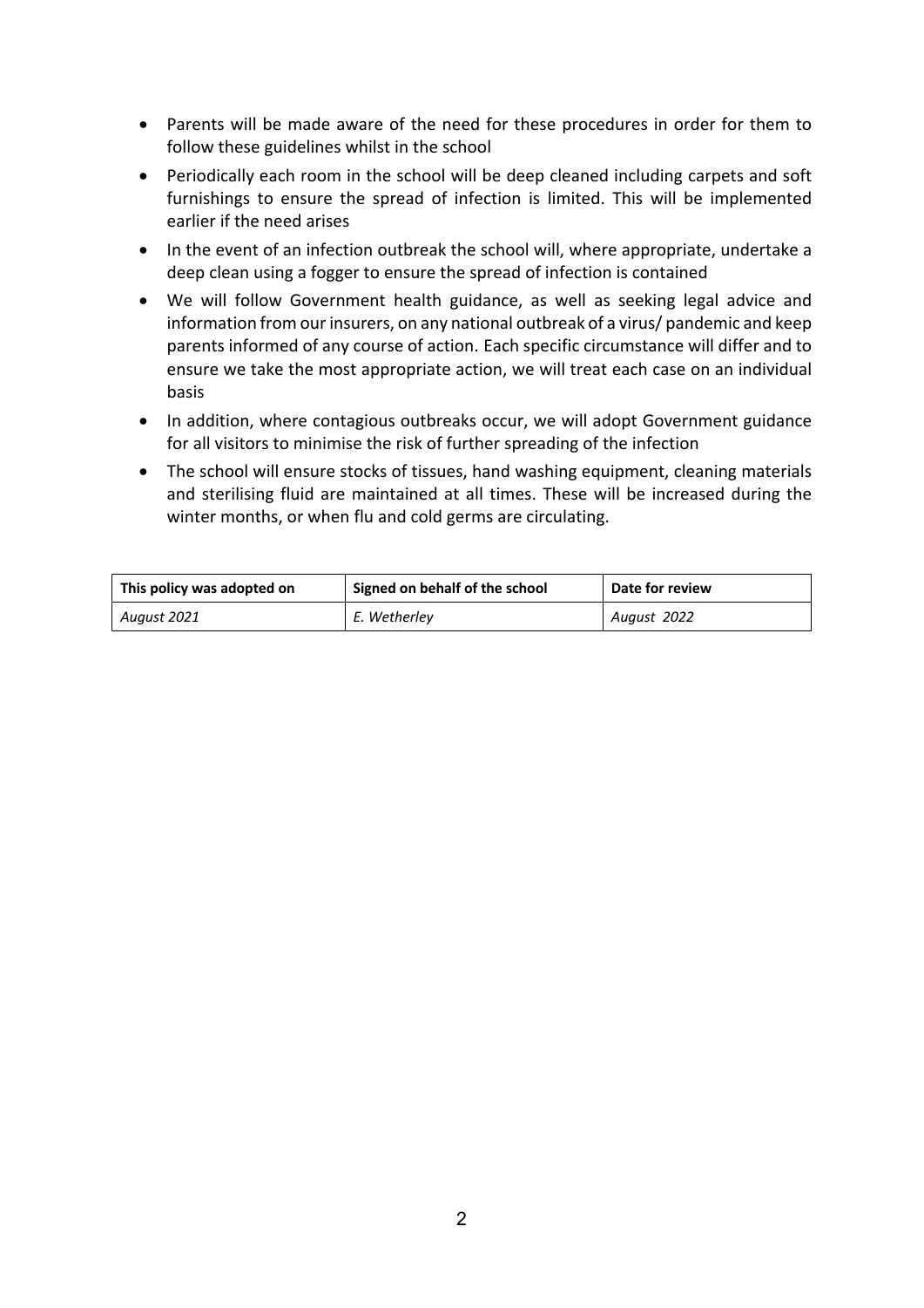- Parents will be made aware of the need for these procedures in order for them to follow these guidelines whilst in the school
- Periodically each room in the school will be deep cleaned including carpets and soft furnishings to ensure the spread of infection is limited. This will be implemented earlier if the need arises
- In the event of an infection outbreak the school will, where appropriate, undertake a deep clean using a fogger to ensure the spread of infection is contained
- We will follow Government health guidance, as well as seeking legal advice and information from our insurers, on any national outbreak of a virus/ pandemic and keep parents informed of any course of action. Each specific circumstance will differ and to ensure we take the most appropriate action, we will treat each case on an individual basis
- In addition, where contagious outbreaks occur, we will adopt Government guidance for all visitors to minimise the risk of further spreading of the infection
- The school will ensure stocks of tissues, hand washing equipment, cleaning materials and sterilising fluid are maintained at all times. These will be increased during the winter months, or when flu and cold germs are circulating.

| **This policy was adopted on** | **Signed on behalf of the school** | **Date for review** |
|---|---|---|
| *August 2021* | *E. Wetherley* | *August 2022* |